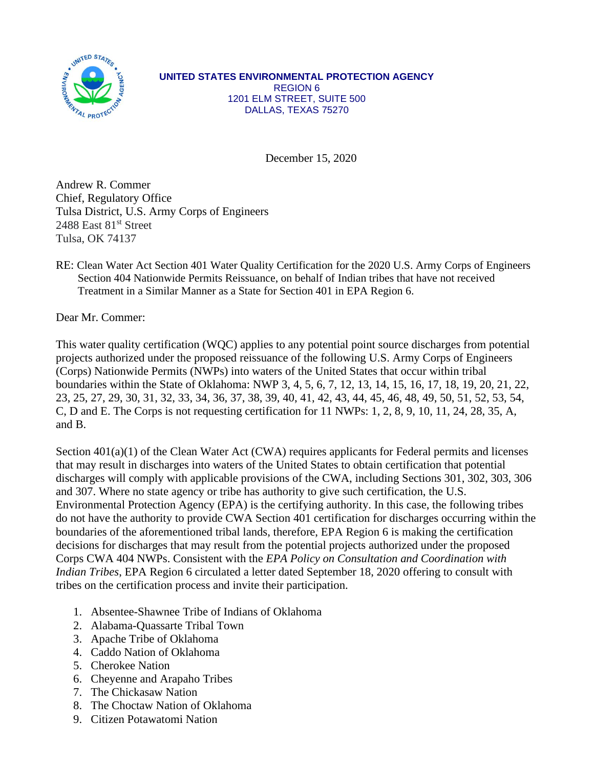**UNITED STATES ENVIRONMENTAL PROTECTION AGENCY**
REGION 6
1201 ELM STREET, SUITE 500
DALLAS, TEXAS 75270

December 15, 2020

Andrew R. Commer
Chief, Regulatory Office
Tulsa District, U.S. Army Corps of Engineers
2488 East 81st Street
Tulsa, OK 74137

RE: Clean Water Act Section 401 Water Quality Certification for the 2020 U.S. Army Corps of Engineers Section 404 Nationwide Permits Reissuance, on behalf of Indian tribes that have not received Treatment in a Similar Manner as a State for Section 401 in EPA Region 6.

Dear Mr. Commer:

This water quality certification (WQC) applies to any potential point source discharges from potential projects authorized under the proposed reissuance of the following U.S. Army Corps of Engineers (Corps) Nationwide Permits (NWPs) into waters of the United States that occur within tribal boundaries within the State of Oklahoma: NWP 3, 4, 5, 6, 7, 12, 13, 14, 15, 16, 17, 18, 19, 20, 21, 22, 23, 25, 27, 29, 30, 31, 32, 33, 34, 36, 37, 38, 39, 40, 41, 42, 43, 44, 45, 46, 48, 49, 50, 51, 52, 53, 54, C, D and E. The Corps is not requesting certification for 11 NWPs: 1, 2, 8, 9, 10, 11, 24, 28, 35, A, and B.

Section 401(a)(1) of the Clean Water Act (CWA) requires applicants for Federal permits and licenses that may result in discharges into waters of the United States to obtain certification that potential discharges will comply with applicable provisions of the CWA, including Sections 301, 302, 303, 306 and 307. Where no state agency or tribe has authority to give such certification, the U.S. Environmental Protection Agency (EPA) is the certifying authority. In this case, the following tribes do not have the authority to provide CWA Section 401 certification for discharges occurring within the boundaries of the aforementioned tribal lands, therefore, EPA Region 6 is making the certification decisions for discharges that may result from the potential projects authorized under the proposed Corps CWA 404 NWPs. Consistent with the *EPA Policy on Consultation and Coordination with Indian Tribes*, EPA Region 6 circulated a letter dated September 18, 2020 offering to consult with tribes on the certification process and invite their participation.

1. Absentee-Shawnee Tribe of Indians of Oklahoma
2. Alabama-Quassarte Tribal Town
3. Apache Tribe of Oklahoma
4. Caddo Nation of Oklahoma
5. Cherokee Nation
6. Cheyenne and Arapaho Tribes
7. The Chickasaw Nation
8. The Choctaw Nation of Oklahoma
9. Citizen Potawatomi Nation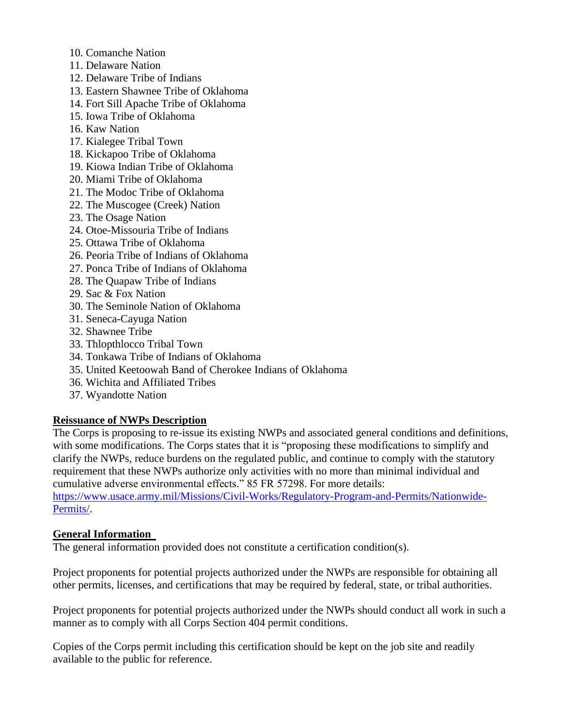10. Comanche Nation
11. Delaware Nation
12. Delaware Tribe of Indians
13. Eastern Shawnee Tribe of Oklahoma
14. Fort Sill Apache Tribe of Oklahoma
15. Iowa Tribe of Oklahoma
16. Kaw Nation
17. Kialegee Tribal Town
18. Kickapoo Tribe of Oklahoma
19. Kiowa Indian Tribe of Oklahoma
20. Miami Tribe of Oklahoma
21. The Modoc Tribe of Oklahoma
22. The Muscogee (Creek) Nation
23. The Osage Nation
24. Otoe-Missouria Tribe of Indians
25. Ottawa Tribe of Oklahoma
26. Peoria Tribe of Indians of Oklahoma
27. Ponca Tribe of Indians of Oklahoma
28. The Quapaw Tribe of Indians
29. Sac & Fox Nation
30. The Seminole Nation of Oklahoma
31. Seneca-Cayuga Nation
32. Shawnee Tribe
33. Thlopthlocco Tribal Town
34. Tonkawa Tribe of Indians of Oklahoma
35. United Keetoowah Band of Cherokee Indians of Oklahoma
36. Wichita and Affiliated Tribes
37. Wyandotte Nation

**Reissuance of NWPs Description**

The Corps is proposing to re-issue its existing NWPs and associated general conditions and definitions, with some modifications. The Corps states that it is "proposing these modifications to simplify and clarify the NWPs, reduce burdens on the regulated public, and continue to comply with the statutory requirement that these NWPs authorize only activities with no more than minimal individual and cumulative adverse environmental effects." 85 FR 57298. For more details: https://www.usace.army.mil/Missions/Civil-Works/Regulatory-Program-and-Permits/Nationwide-Permits/.

**General Information**

The general information provided does not constitute a certification condition(s).

Project proponents for potential projects authorized under the NWPs are responsible for obtaining all other permits, licenses, and certifications that may be required by federal, state, or tribal authorities.

Project proponents for potential projects authorized under the NWPs should conduct all work in such a manner as to comply with all Corps Section 404 permit conditions.

Copies of the Corps permit including this certification should be kept on the job site and readily available to the public for reference.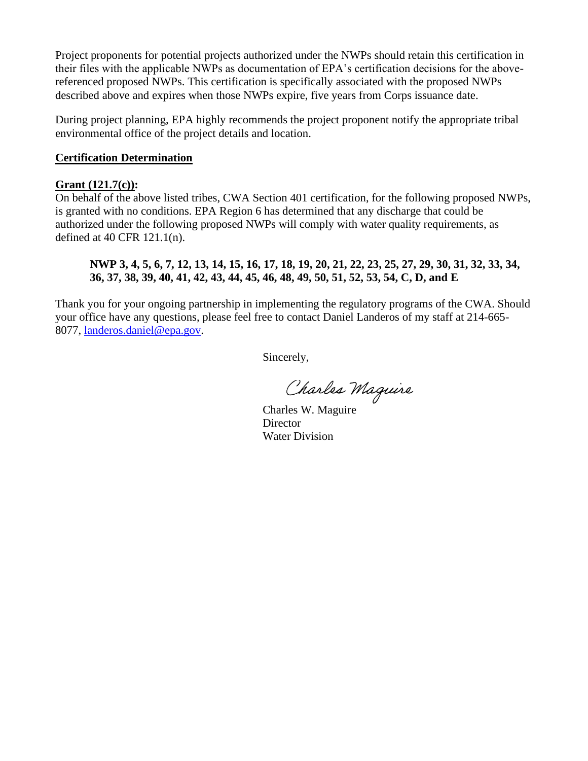Project proponents for potential projects authorized under the NWPs should retain this certification in their files with the applicable NWPs as documentation of EPA's certification decisions for the above-referenced proposed NWPs. This certification is specifically associated with the proposed NWPs described above and expires when those NWPs expire, five years from Corps issuance date.

During project planning, EPA highly recommends the project proponent notify the appropriate tribal environmental office of the project details and location.

**Certification Determination**

**Grant (121.7(c)):**
On behalf of the above listed tribes, CWA Section 401 certification, for the following proposed NWPs, is granted with no conditions. EPA Region 6 has determined that any discharge that could be authorized under the following proposed NWPs will comply with water quality requirements, as defined at 40 CFR 121.1(n).

> **NWP 3, 4, 5, 6, 7, 12, 13, 14, 15, 16, 17, 18, 19, 20, 21, 22, 23, 25, 27, 29, 30, 31, 32, 33, 34, 36, 37, 38, 39, 40, 41, 42, 43, 44, 45, 46, 48, 49, 50, 51, 52, 53, 54, C, D, and E**

Thank you for your ongoing partnership in implementing the regulatory programs of the CWA. Should your office have any questions, please feel free to contact Daniel Landeros of my staff at 214-665-8077, landeros.daniel@epa.gov.

Sincerely,

Charles Maguire

Charles W. Maguire
Director
Water Division